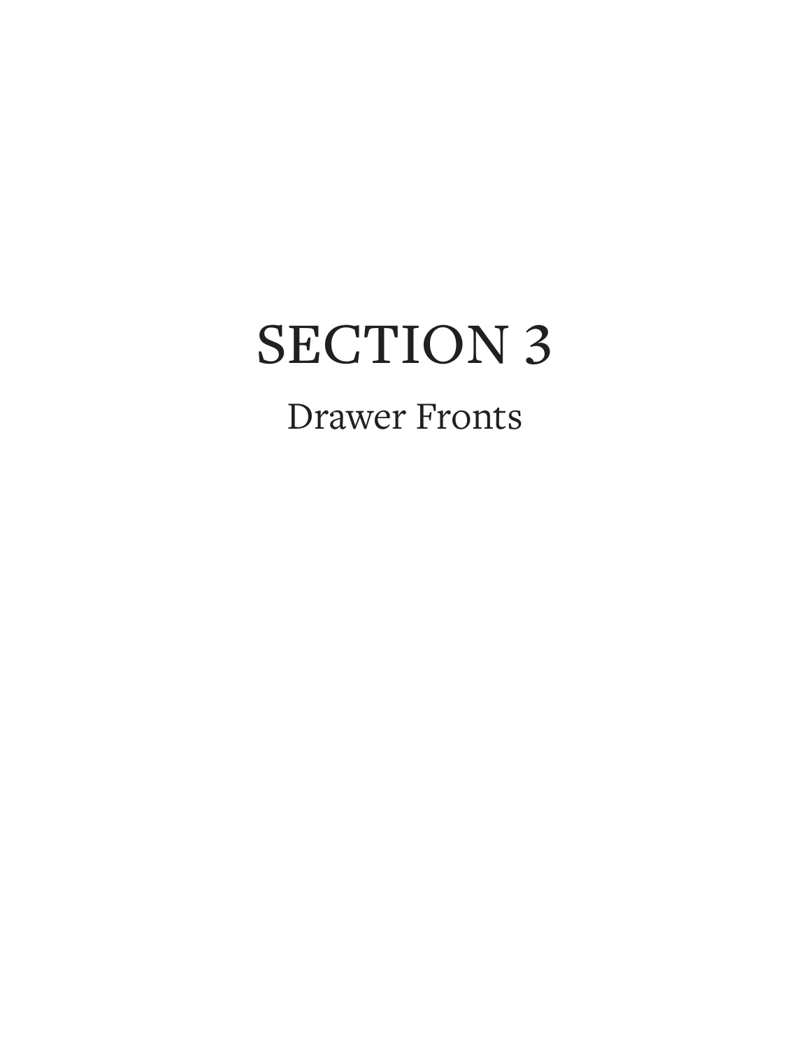# SECTION 3

## Drawer Fronts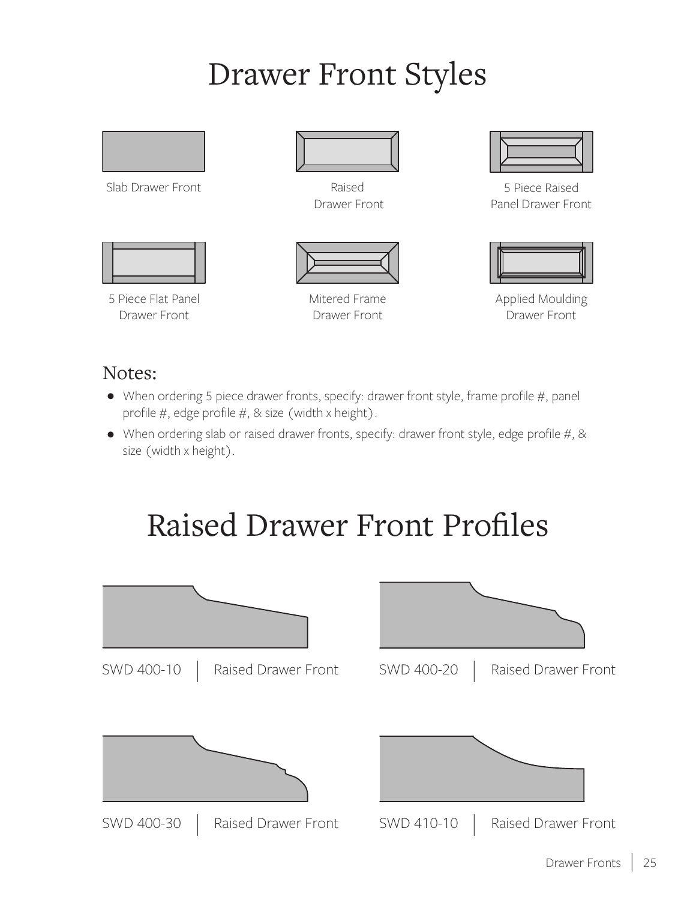# Drawer Front Styles

Slab Drawer Front

Raised Drawer Front

5 Piece Raised Panel Drawer Front

5 Piece Flat Panel Drawer Front

Mitered Frame Drawer Front

Applied Moulding Drawer Front

## Notes:

- When ordering 5 piece drawer fronts, specify: drawer front style, frame profile #, panel profile #, edge profile #, & size (width x height).
- When ordering slab or raised drawer fronts, specify: drawer front style, edge profile #, & size (width x height).

# Raised Drawer Front Profiles

SWD 400-10 | Raised Drawer Front

SWD 400-20 | Raised Drawer Front

SWD 400-30 | Raised Drawer Front

SWD 410-10 | Raised Drawer Front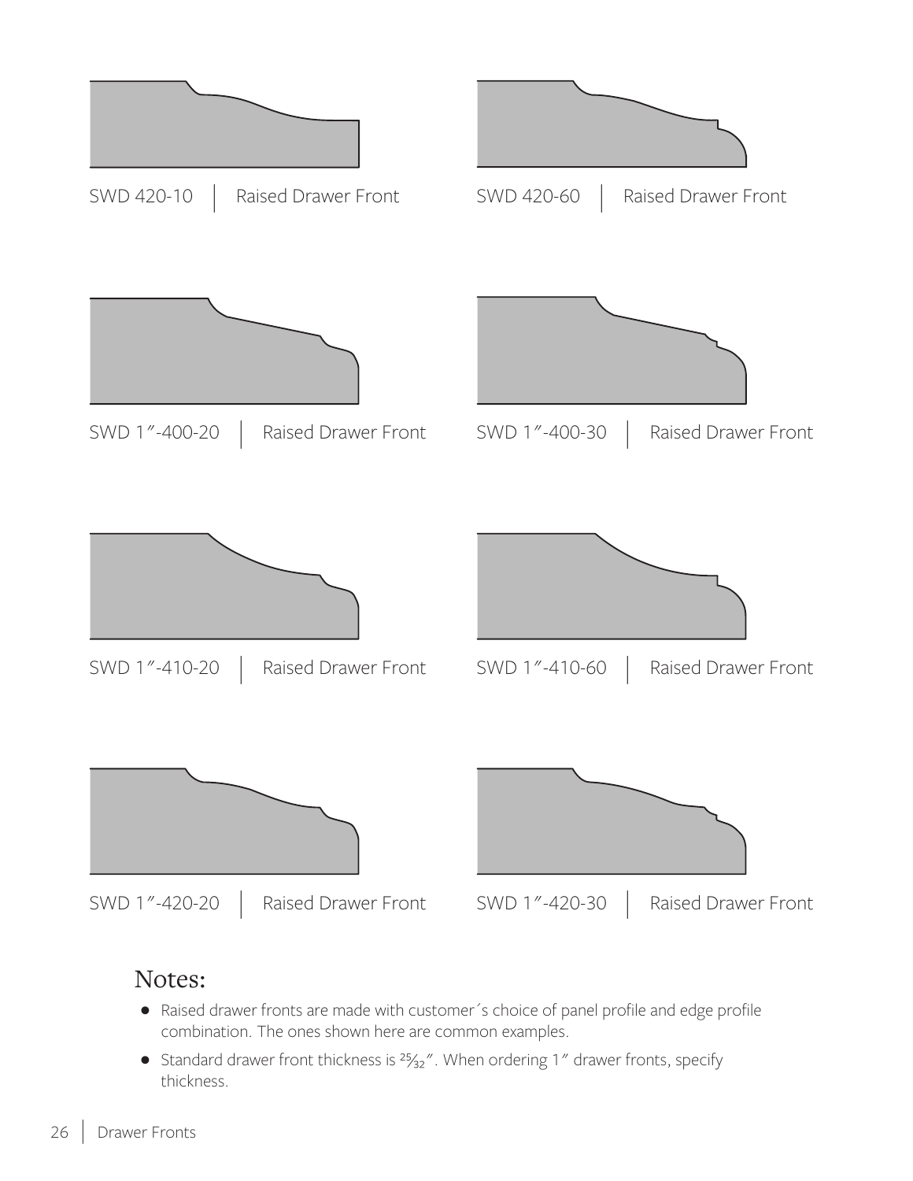SWD 420-10 | Raised Drawer Front

SWD 420-60 | Raised Drawer Front

SWD 1″-400-20 | Raised Drawer Front

SWD 1″-400-30 | Raised Drawer Front

SWD 1″-410-20 | Raised Drawer Front

SWD 1″-410-60 | Raised Drawer Front

SWD 1″-420-20 | Raised Drawer Front

SWD 1″-420-30 | Raised Drawer Front

## Notes:

- Raised drawer fronts are made with customer´s choice of panel profile and edge profile combination. The ones shown here are common examples.
- Standard drawer front thickness is 25⁄32″. When ordering 1″ drawer fronts, specify thickness.